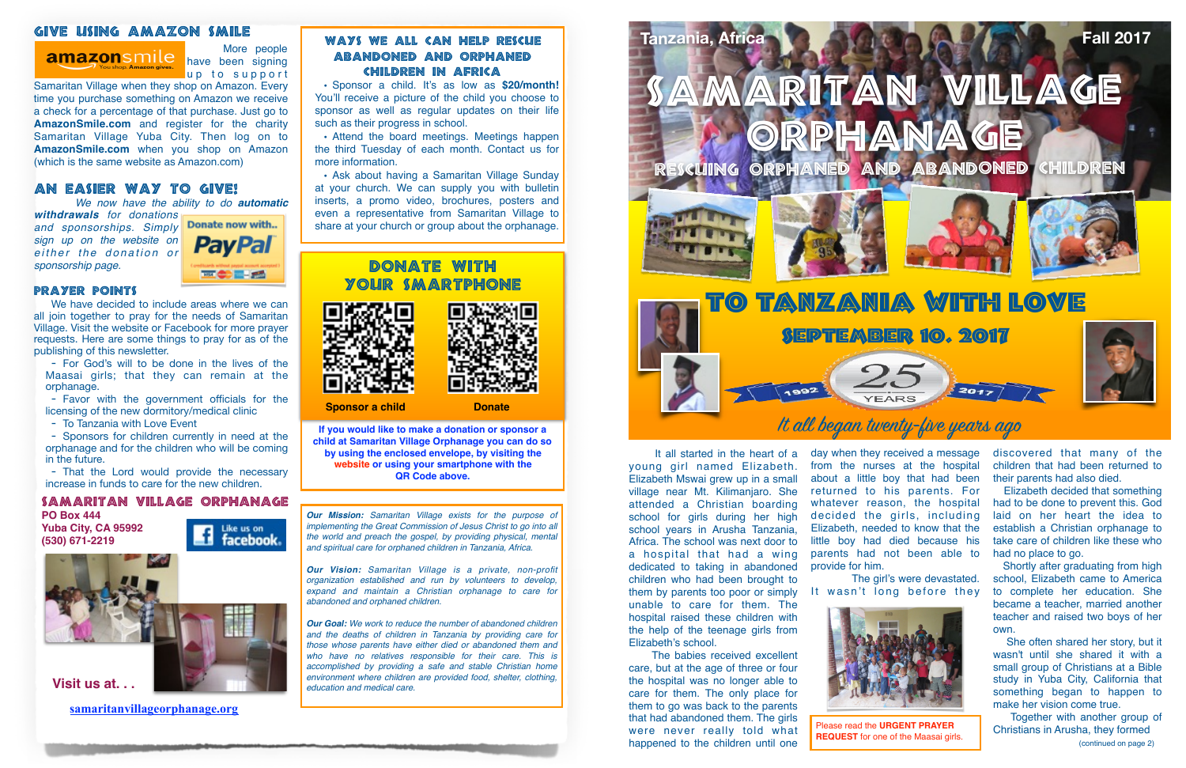# Samaritan Village Orphanage

Tanzania, Africa

Fall 2017

## Rescuing Orphaned and Abandoned Children

## To Tanzania With Love

### September 10, 2017

1992 — 25 YEARS — 2017

*It all began twenty-five years ago*

It all started in the heart of a young girl named Elizabeth. Elizabeth Mswai grew up in a small village near Mt. Kilimanjaro. She attended a Christian boarding school for girls during her high school years in Arusha Tanzania, Africa. The school was next door to a hospital that had a wing dedicated to taking in abandoned children who had been brought to them by parents too poor or simply unable to care for them. The hospital raised these children with the help of the teenage girls from Elizabeth's school.

The babies received excellent care, but at the age of three or four the hospital was no longer able to care for them. The only place for them to go was back to the parents that had abandoned them. The girls were never really told what happened to the children until one day when they received a message from the nurses at the hospital about a little boy that had been returned to his parents. For whatever reason, the hospital decided the girls, including Elizabeth, needed to know that the little boy had died because his parents had not been able to provide for him.

The girl's were devastated. It wasn't long before they discovered that many of the children that had been returned to their parents had also died.

Elizabeth decided that something had to be done to prevent this. God laid on her heart the idea to establish a Christian orphanage to take care of children like these who had no place to go.

Shortly after graduating from high school, Elizabeth came to America to complete her education. She became a teacher, married another teacher and raised two boys of her own.

She often shared her story, but it wasn't until she shared it with a small group of Christians at a Bible study in Yuba City, California that something began to happen to make her vision come true.

Together with another group of Christians in Arusha, they formed

(continued on page 2)

Please read the **URGENT PRAYER REQUEST** for one of the Maasai girls.

## Give Using Amazon Smile

More people have been signing up to support Samaritan Village when they shop on Amazon. Every time you purchase something on Amazon we receive a check for a percentage of that purchase. Just go to **AmazonSmile.com** and register for the charity Samaritan Village Yuba City. Then log on to **AmazonSmile.com** when you shop on Amazon (which is the same website as Amazon.com)

## An Easier Way To Give!

*We now have the ability to do **automatic withdrawals** for donations and sponsorships. Simply sign up on the website on either the donation or sponsorship page.*

Donate now with.. PayPal

## Prayer Points

We have decided to include areas where we can all join together to pray for the needs of Samaritan Village. Visit the website or Facebook for more prayer requests. Here are some things to pray for as of the publishing of this newsletter.

- For God's will to be done in the lives of the Maasai girls; that they can remain at the orphanage.
- Favor with the government officials for the licensing of the new dormitory/medical clinic
- To Tanzania with Love Event
- Sponsors for children currently in need at the orphanage and for the children who will be coming in the future.
- That the Lord would provide the necessary increase in funds to care for the new children.

## Samaritan Village Orphanage

**PO Box 444**
**Yuba City, CA 95992**
**(530) 671-2219**

Like us on facebook

Visit us at. . .

samaritanvillageorphanage.org

## Ways We All Can Help Rescue Abandoned and Orphaned Children in Africa

- Sponsor a child. It's as low as **$20/month!** You'll receive a picture of the child you choose to sponsor as well as regular updates on their life such as their progress in school.
- Attend the board meetings. Meetings happen the third Tuesday of each month. Contact us for more information.
- Ask about having a Samaritan Village Sunday at your church. We can supply you with bulletin inserts, a promo video, brochures, posters and even a representative from Samaritan Village to share at your church or group about the orphanage.

## Donate With Your Smartphone

**Sponsor a child** — **Donate**

**If you would like to make a donation or sponsor a child at Samaritan Village Orphanage you can do so by using the enclosed envelope, by visiting the website or using your smartphone with the QR Code above.**

***Our Mission:*** *Samaritan Village exists for the purpose of implementing the Great Commission of Jesus Christ to go into all the world and preach the gospel, by providing physical, mental and spiritual care for orphaned children in Tanzania, Africa.*

***Our Vision:*** *Samaritan Village is a private, non-profit organization established and run by volunteers to develop, expand and maintain a Christian orphanage to care for abandoned and orphaned children.*

***Our Goal:*** *We work to reduce the number of abandoned children and the deaths of children in Tanzania by providing care for those whose parents have either died or abandoned them and who have no relatives responsible for their care. This is accomplished by providing a safe and stable Christian home environment where children are provided food, shelter, clothing, education and medical care.*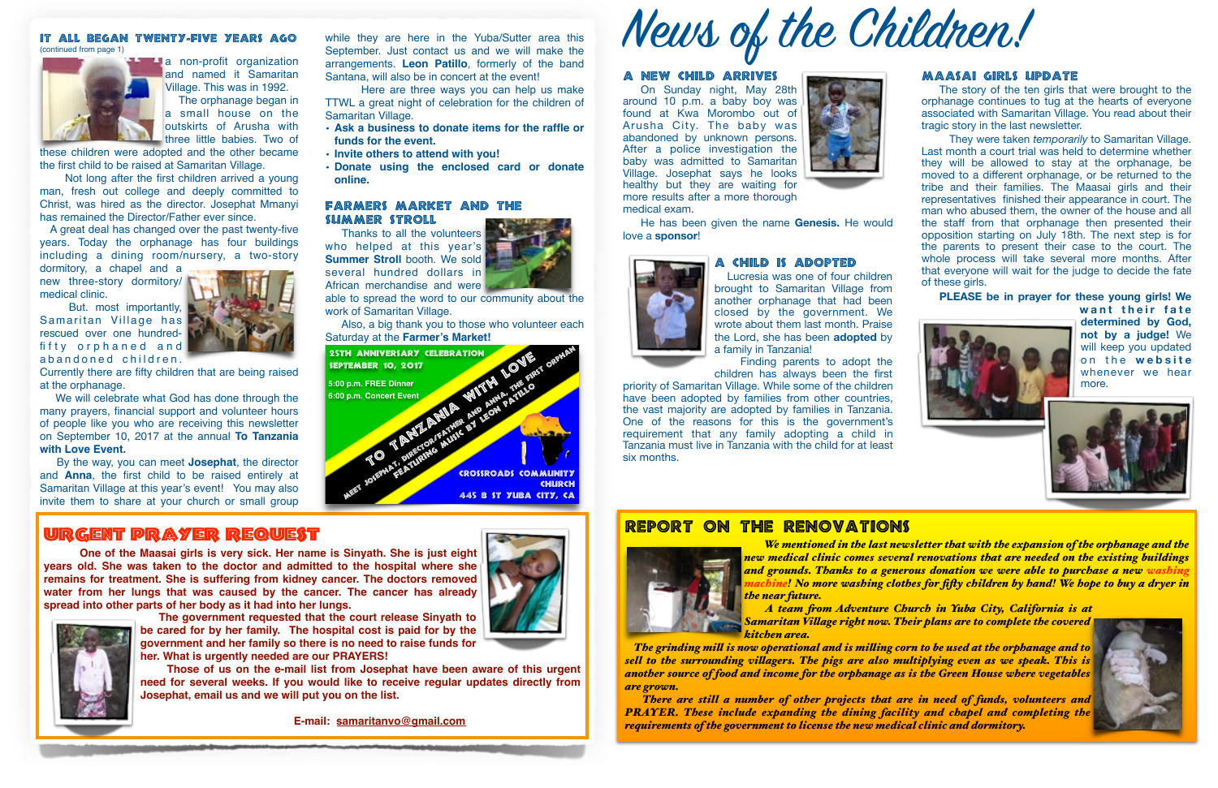## IT ALL BEGAN TWENTY-FIVE YEARS AGO

(continued from page 1)

a non-profit organization and named it Samaritan Village. This was in 1992.

The orphanage began in a small house on the outskirts of Arusha with three little babies. Two of these children were adopted and the other became the first child to be raised at Samaritan Village.

Not long after the first children arrived a young man, fresh out college and deeply committed to Christ, was hired as the director. Josephat Mmanyi has remained the Director/Father ever since.

A great deal has changed over the past twenty-five years. Today the orphanage has four buildings including a dining room/nursery, a two-story dormitory, a chapel and a new three-story dormitory/ medical clinic.

But. most importantly, Samaritan Village has rescued over one hundred-fifty orphaned and abandoned children. Currently there are fifty children that are being raised at the orphanage.

We will celebrate what God has done through the many prayers, financial support and volunteer hours of people like you who are receiving this newsletter on September 10, 2017 at the annual **To Tanzania with Love Event.**

By the way, you can meet **Josephat**, the director and **Anna**, the first child to be raised entirely at Samaritan Village at this year's event! You may also invite them to share at your church or small group while they are here in the Yuba/Sutter area this September. Just contact us and we will make the arrangements. **Leon Patillo**, formerly of the band Santana, will also be in concert at the event!

Here are three ways you can help us make TTWL a great night of celebration for the children of Samaritan Village.

- **Ask a business to donate items for the raffle or funds for the event.**
- **Invite others to attend with you!**
- **Donate using the enclosed card or donate online.**

## FARMERS MARKET AND THE SUMMER STROLL

Thanks to all the volunteers who helped at this year's **Summer Stroll** booth. We sold several hundred dollars in African merchandise and were able to spread the word to our community about the work of Samaritan Village.

Also, a big thank you to those who volunteer each Saturday at the **Farmer's Market!**

25TH ANNIVERSARY CELEBRATION
SEPTEMBER 10, 2017
5:00 p.m. FREE Dinner
6:00 p.m. Concert Event
TO TANZANIA WITH LOVE
MEET JOSEPHAT, DIRECTOR/FATHER AND ANNA, THE FIRST ORPHAN
FEATURING MUSIC BY LEON PATILLO
CROSSROADS COMMUNITY CHURCH
445 B ST YUBA CITY, CA

## URGENT PRAYER REQUEST

**One of the Maasai girls is very sick. Her name is Sinyath. She is just eight years old. She was taken to the doctor and admitted to the hospital where she remains for treatment. She is suffering from kidney cancer. The doctors removed water from her lungs that was caused by the cancer. The cancer has already spread into other parts of her body as it had into her lungs.**

**The government requested that the court release Sinyath to be cared for by her family. The hospital cost is paid for by the government and her family so there is no need to raise funds for her. What is urgently needed are our PRAYERS!**

**Those of us on the e-mail list from Josephat have been aware of this urgent need for several weeks. If you would like to receive regular updates directly from Josephat, email us and we will put you on the list.**

**E-mail: samaritanvo@gmail.com**

# News of the Children!

## A NEW CHILD ARRIVES

On Sunday night, May 28th around 10 p.m. a baby boy was found at Kwa Morombo out of Arusha City. The baby was abandoned by unknown persons. After a police investigation the baby was admitted to Samaritan Village. Josephat says he looks healthy but they are waiting for more results after a more thorough medical exam.

He has been given the name **Genesis.** He would love a **sponsor**!

## A CHILD IS ADOPTED

Lucresia was one of four children brought to Samaritan Village from another orphanage that had been closed by the government. We wrote about them last month. Praise the Lord, she has been **adopted** by a family in Tanzania!

Finding parents to adopt the children has always been the first priority of Samaritan Village. While some of the children have been adopted by families from other countries, the vast majority are adopted by families in Tanzania. One of the reasons for this is the government's requirement that any family adopting a child in Tanzania must live in Tanzania with the child for at least six months.

## MAASAI GIRLS UPDATE

The story of the ten girls that were brought to the orphanage continues to tug at the hearts of everyone associated with Samaritan Village. You read about their tragic story in the last newsletter.

They were taken *temporarily* to Samaritan Village. Last month a court trial was held to determine whether they will be allowed to stay at the orphanage, be moved to a different orphanage, or be returned to the tribe and their families. The Maasai girls and their representatives finished their appearance in court. The man who abused them, the owner of the house and all the staff from that orphanage then presented their opposition starting on July 18th. The next step is for the parents to present their case to the court. The whole process will take several more months. After that everyone will wait for the judge to decide the fate of these girls.

**PLEASE be in prayer for these young girls! We want their fate determined by God, not by a judge!** We will keep you updated on the **website** whenever we hear more.

## REPORT ON THE RENOVATIONS

***We mentioned in the last newsletter that with the expansion of the orphanage and the new medical clinic comes several renovations that are needed on the existing buildings and grounds. Thanks to a generous donation we were able to purchase a new washing machine! No more washing clothes for fifty children by hand! We hope to buy a dryer in the near future.***

***A team from Adventure Church in Yuba City, California is at Samaritan Village right now. Their plans are to complete the covered kitchen area.***

***The grinding mill is now operational and is milling corn to be used at the orphanage and to sell to the surrounding villagers. The pigs are also multiplying even as we speak. This is another source of food and income for the orphanage as is the Green House where vegetables are grown.***

***There are still a number of other projects that are in need of funds, volunteers and PRAYER. These include expanding the dining facility and chapel and completing the requirements of the government to license the new medical clinic and dormitory.***